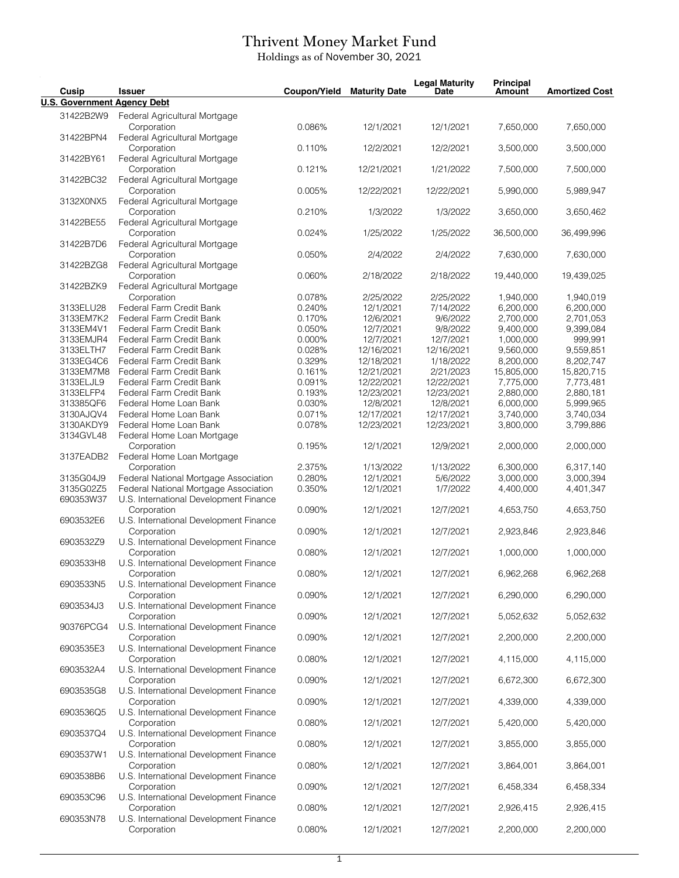# Thrivent Money Market Fund

Holdings as of November 30, 2021

| Cusip | Issuer | Coupon/Yield | Maturity Date | Legal Maturity Date | Principal Amount | Amortized Cost |
|---|---|---|---|---|---|---|
| **U.S. Government Agency Debt** | | | | | | |
| 31422B2W9 | Federal Agricultural Mortgage Corporation | 0.086% | 12/1/2021 | 12/1/2021 | 7,650,000 | 7,650,000 |
| 31422BPN4 | Federal Agricultural Mortgage Corporation | 0.110% | 12/2/2021 | 12/2/2021 | 3,500,000 | 3,500,000 |
| 31422BY61 | Federal Agricultural Mortgage Corporation | 0.121% | 12/21/2021 | 1/21/2022 | 7,500,000 | 7,500,000 |
| 31422BC32 | Federal Agricultural Mortgage Corporation | 0.005% | 12/22/2021 | 12/22/2021 | 5,990,000 | 5,989,947 |
| 3132X0NX5 | Federal Agricultural Mortgage Corporation | 0.210% | 1/3/2022 | 1/3/2022 | 3,650,000 | 3,650,462 |
| 31422BE55 | Federal Agricultural Mortgage Corporation | 0.024% | 1/25/2022 | 1/25/2022 | 36,500,000 | 36,499,996 |
| 31422B7D6 | Federal Agricultural Mortgage Corporation | 0.050% | 2/4/2022 | 2/4/2022 | 7,630,000 | 7,630,000 |
| 31422BZG8 | Federal Agricultural Mortgage Corporation | 0.060% | 2/18/2022 | 2/18/2022 | 19,440,000 | 19,439,025 |
| 31422BZK9 | Federal Agricultural Mortgage Corporation | 0.078% | 2/25/2022 | 2/25/2022 | 1,940,000 | 1,940,019 |
| 3133ELU28 | Federal Farm Credit Bank | 0.240% | 12/1/2021 | 7/14/2022 | 6,200,000 | 6,200,000 |
| 3133EM7K2 | Federal Farm Credit Bank | 0.170% | 12/6/2021 | 9/6/2022 | 2,700,000 | 2,701,053 |
| 3133EM4V1 | Federal Farm Credit Bank | 0.050% | 12/7/2021 | 9/8/2022 | 9,400,000 | 9,399,084 |
| 3133EMJR4 | Federal Farm Credit Bank | 0.000% | 12/7/2021 | 12/7/2021 | 1,000,000 | 999,991 |
| 3133ELTH7 | Federal Farm Credit Bank | 0.028% | 12/16/2021 | 12/16/2021 | 9,560,000 | 9,559,851 |
| 3133EG4C6 | Federal Farm Credit Bank | 0.329% | 12/18/2021 | 1/18/2022 | 8,200,000 | 8,202,747 |
| 3133EM7M8 | Federal Farm Credit Bank | 0.161% | 12/21/2021 | 2/21/2023 | 15,805,000 | 15,820,715 |
| 3133ELJL9 | Federal Farm Credit Bank | 0.091% | 12/22/2021 | 12/22/2021 | 7,775,000 | 7,773,481 |
| 3133ELFP4 | Federal Farm Credit Bank | 0.193% | 12/23/2021 | 12/23/2021 | 2,880,000 | 2,880,181 |
| 313385QF6 | Federal Home Loan Bank | 0.030% | 12/8/2021 | 12/8/2021 | 6,000,000 | 5,999,965 |
| 3130AJQV4 | Federal Home Loan Bank | 0.071% | 12/17/2021 | 12/17/2021 | 3,740,000 | 3,740,034 |
| 3130AKDY9 | Federal Home Loan Bank | 0.078% | 12/23/2021 | 12/23/2021 | 3,800,000 | 3,799,886 |
| 3134GVL48 | Federal Home Loan Mortgage Corporation | 0.195% | 12/1/2021 | 12/9/2021 | 2,000,000 | 2,000,000 |
| 3137EADB2 | Federal Home Loan Mortgage Corporation | 2.375% | 1/13/2022 | 1/13/2022 | 6,300,000 | 6,317,140 |
| 3135G04J9 | Federal National Mortgage Association | 0.280% | 12/1/2021 | 5/6/2022 | 3,000,000 | 3,000,394 |
| 3135G02Z5 | Federal National Mortgage Association | 0.350% | 12/1/2021 | 1/7/2022 | 4,400,000 | 4,401,347 |
| 690353W37 | U.S. International Development Finance Corporation | 0.090% | 12/1/2021 | 12/7/2021 | 4,653,750 | 4,653,750 |
| 6903532E6 | U.S. International Development Finance Corporation | 0.090% | 12/1/2021 | 12/7/2021 | 2,923,846 | 2,923,846 |
| 6903532Z9 | U.S. International Development Finance Corporation | 0.080% | 12/1/2021 | 12/7/2021 | 1,000,000 | 1,000,000 |
| 6903533H8 | U.S. International Development Finance Corporation | 0.080% | 12/1/2021 | 12/7/2021 | 6,962,268 | 6,962,268 |
| 6903533N5 | U.S. International Development Finance Corporation | 0.090% | 12/1/2021 | 12/7/2021 | 6,290,000 | 6,290,000 |
| 6903534J3 | U.S. International Development Finance Corporation | 0.090% | 12/1/2021 | 12/7/2021 | 5,052,632 | 5,052,632 |
| 90376PCG4 | U.S. International Development Finance Corporation | 0.090% | 12/1/2021 | 12/7/2021 | 2,200,000 | 2,200,000 |
| 6903535E3 | U.S. International Development Finance Corporation | 0.080% | 12/1/2021 | 12/7/2021 | 4,115,000 | 4,115,000 |
| 6903532A4 | U.S. International Development Finance Corporation | 0.090% | 12/1/2021 | 12/7/2021 | 6,672,300 | 6,672,300 |
| 6903535G8 | U.S. International Development Finance Corporation | 0.090% | 12/1/2021 | 12/7/2021 | 4,339,000 | 4,339,000 |
| 6903536Q5 | U.S. International Development Finance Corporation | 0.080% | 12/1/2021 | 12/7/2021 | 5,420,000 | 5,420,000 |
| 6903537Q4 | U.S. International Development Finance Corporation | 0.080% | 12/1/2021 | 12/7/2021 | 3,855,000 | 3,855,000 |
| 6903537W1 | U.S. International Development Finance Corporation | 0.080% | 12/1/2021 | 12/7/2021 | 3,864,001 | 3,864,001 |
| 6903538B6 | U.S. International Development Finance Corporation | 0.090% | 12/1/2021 | 12/7/2021 | 6,458,334 | 6,458,334 |
| 690353C96 | U.S. International Development Finance Corporation | 0.080% | 12/1/2021 | 12/7/2021 | 2,926,415 | 2,926,415 |
| 690353N78 | U.S. International Development Finance Corporation | 0.080% | 12/1/2021 | 12/7/2021 | 2,200,000 | 2,200,000 |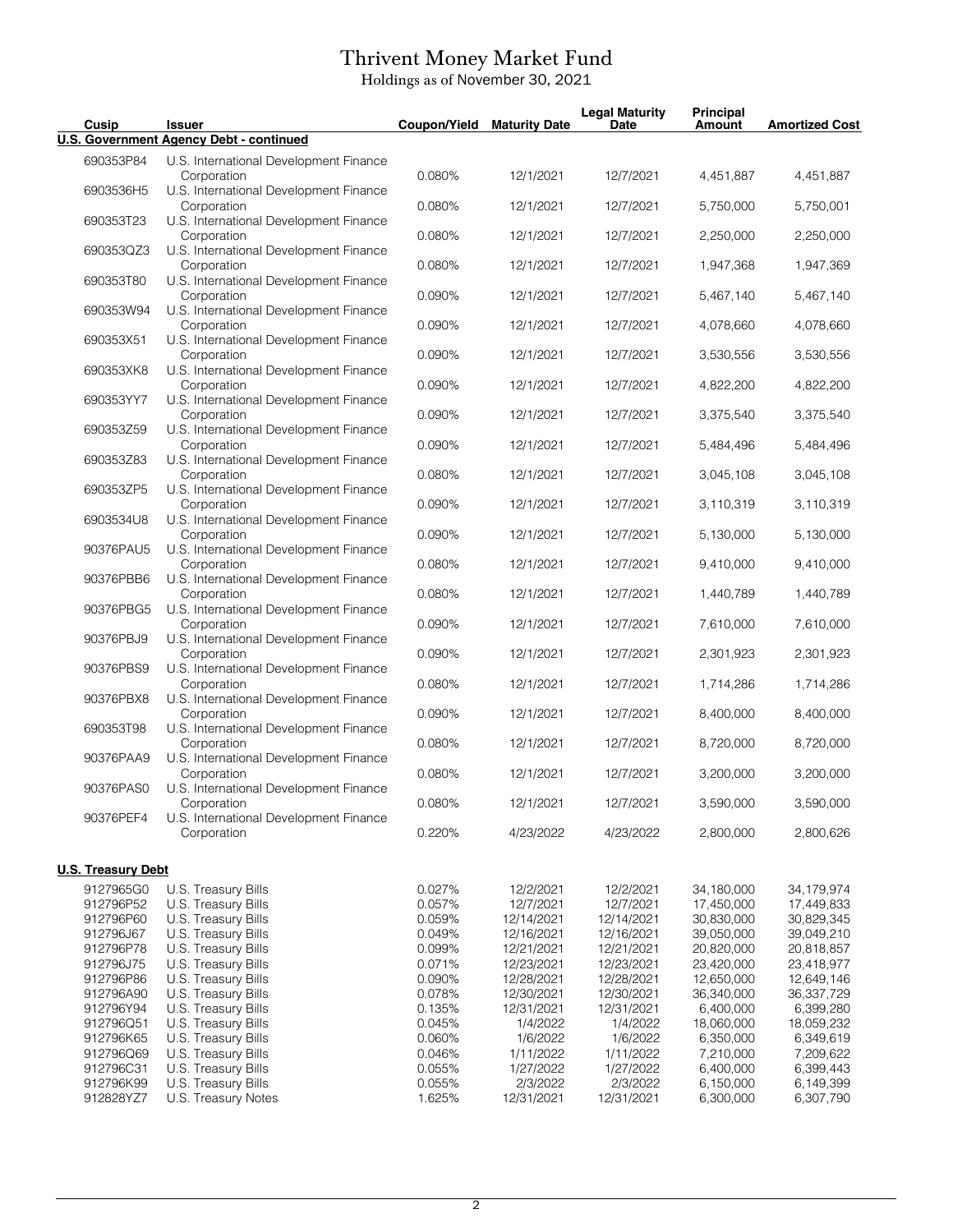# Thrivent Money Market Fund

Holdings as of November 30, 2021

| Cusip | Issuer | Coupon/Yield | Maturity Date | Legal Maturity Date | Principal Amount | Amortized Cost |
|---|---|---|---|---|---|---|
| **U.S. Government Agency Debt - continued** | | | | | | |
| 690353P84 | U.S. International Development Finance Corporation | 0.080% | 12/1/2021 | 12/7/2021 | 4,451,887 | 4,451,887 |
| 6903536H5 | U.S. International Development Finance Corporation | 0.080% | 12/1/2021 | 12/7/2021 | 5,750,000 | 5,750,001 |
| 690353T23 | U.S. International Development Finance Corporation | 0.080% | 12/1/2021 | 12/7/2021 | 2,250,000 | 2,250,000 |
| 690353QZ3 | U.S. International Development Finance Corporation | 0.080% | 12/1/2021 | 12/7/2021 | 1,947,368 | 1,947,369 |
| 690353T80 | U.S. International Development Finance Corporation | 0.090% | 12/1/2021 | 12/7/2021 | 5,467,140 | 5,467,140 |
| 690353W94 | U.S. International Development Finance Corporation | 0.090% | 12/1/2021 | 12/7/2021 | 4,078,660 | 4,078,660 |
| 690353X51 | U.S. International Development Finance Corporation | 0.090% | 12/1/2021 | 12/7/2021 | 3,530,556 | 3,530,556 |
| 690353XK8 | U.S. International Development Finance Corporation | 0.090% | 12/1/2021 | 12/7/2021 | 4,822,200 | 4,822,200 |
| 690353YY7 | U.S. International Development Finance Corporation | 0.090% | 12/1/2021 | 12/7/2021 | 3,375,540 | 3,375,540 |
| 690353Z59 | U.S. International Development Finance Corporation | 0.090% | 12/1/2021 | 12/7/2021 | 5,484,496 | 5,484,496 |
| 690353Z83 | U.S. International Development Finance Corporation | 0.080% | 12/1/2021 | 12/7/2021 | 3,045,108 | 3,045,108 |
| 690353ZP5 | U.S. International Development Finance Corporation | 0.090% | 12/1/2021 | 12/7/2021 | 3,110,319 | 3,110,319 |
| 6903534U8 | U.S. International Development Finance Corporation | 0.090% | 12/1/2021 | 12/7/2021 | 5,130,000 | 5,130,000 |
| 90376PAU5 | U.S. International Development Finance Corporation | 0.080% | 12/1/2021 | 12/7/2021 | 9,410,000 | 9,410,000 |
| 90376PBB6 | U.S. International Development Finance Corporation | 0.080% | 12/1/2021 | 12/7/2021 | 1,440,789 | 1,440,789 |
| 90376PBG5 | U.S. International Development Finance Corporation | 0.090% | 12/1/2021 | 12/7/2021 | 7,610,000 | 7,610,000 |
| 90376PBJ9 | U.S. International Development Finance Corporation | 0.090% | 12/1/2021 | 12/7/2021 | 2,301,923 | 2,301,923 |
| 90376PBS9 | U.S. International Development Finance Corporation | 0.080% | 12/1/2021 | 12/7/2021 | 1,714,286 | 1,714,286 |
| 90376PBX8 | U.S. International Development Finance Corporation | 0.090% | 12/1/2021 | 12/7/2021 | 8,400,000 | 8,400,000 |
| 690353T98 | U.S. International Development Finance Corporation | 0.080% | 12/1/2021 | 12/7/2021 | 8,720,000 | 8,720,000 |
| 90376PAA9 | U.S. International Development Finance Corporation | 0.080% | 12/1/2021 | 12/7/2021 | 3,200,000 | 3,200,000 |
| 90376PAS0 | U.S. International Development Finance Corporation | 0.080% | 12/1/2021 | 12/7/2021 | 3,590,000 | 3,590,000 |
| 90376PEF4 | U.S. International Development Finance Corporation | 0.220% | 4/23/2022 | 4/23/2022 | 2,800,000 | 2,800,626 |
| **U.S. Treasury Debt** | | | | | | |
| 9127965G0 | U.S. Treasury Bills | 0.027% | 12/2/2021 | 12/2/2021 | 34,180,000 | 34,179,974 |
| 912796P52 | U.S. Treasury Bills | 0.057% | 12/7/2021 | 12/7/2021 | 17,450,000 | 17,449,833 |
| 912796P60 | U.S. Treasury Bills | 0.059% | 12/14/2021 | 12/14/2021 | 30,830,000 | 30,829,345 |
| 912796J67 | U.S. Treasury Bills | 0.049% | 12/16/2021 | 12/16/2021 | 39,050,000 | 39,049,210 |
| 912796P78 | U.S. Treasury Bills | 0.099% | 12/21/2021 | 12/21/2021 | 20,820,000 | 20,818,857 |
| 912796J75 | U.S. Treasury Bills | 0.071% | 12/23/2021 | 12/23/2021 | 23,420,000 | 23,418,977 |
| 912796P86 | U.S. Treasury Bills | 0.090% | 12/28/2021 | 12/28/2021 | 12,650,000 | 12,649,146 |
| 912796A90 | U.S. Treasury Bills | 0.078% | 12/30/2021 | 12/30/2021 | 36,340,000 | 36,337,729 |
| 912796Y94 | U.S. Treasury Bills | 0.135% | 12/31/2021 | 12/31/2021 | 6,400,000 | 6,399,280 |
| 912796Q51 | U.S. Treasury Bills | 0.045% | 1/4/2022 | 1/4/2022 | 18,060,000 | 18,059,232 |
| 912796K65 | U.S. Treasury Bills | 0.060% | 1/6/2022 | 1/6/2022 | 6,350,000 | 6,349,619 |
| 912796Q69 | U.S. Treasury Bills | 0.046% | 1/11/2022 | 1/11/2022 | 7,210,000 | 7,209,622 |
| 912796C31 | U.S. Treasury Bills | 0.055% | 1/27/2022 | 1/27/2022 | 6,400,000 | 6,399,443 |
| 912796K99 | U.S. Treasury Bills | 0.055% | 2/3/2022 | 2/3/2022 | 6,150,000 | 6,149,399 |
| 912828YZ7 | U.S. Treasury Notes | 1.625% | 12/31/2021 | 12/31/2021 | 6,300,000 | 6,307,790 |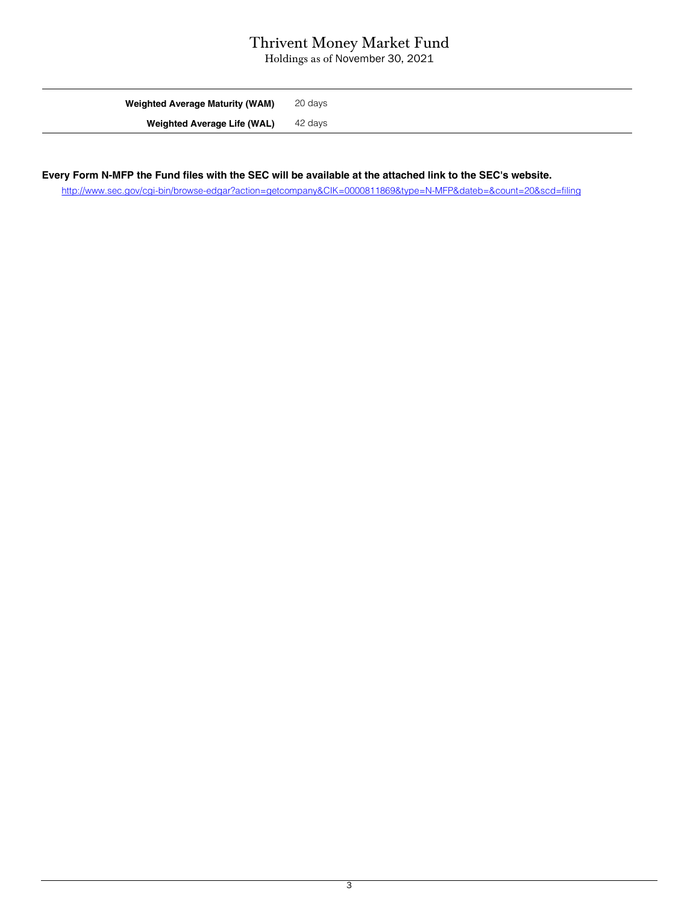# Thrivent Money Market Fund

Holdings as of November 30, 2021

| | |
|---|---|
| **Weighted Average Maturity (WAM)** | 20 days |
| **Weighted Average Life (WAL)** | 42 days |

**Every Form N-MFP the Fund files with the SEC will be available at the attached link to the SEC's website.**

http://www.sec.gov/cgi-bin/browse-edgar?action=getcompany&CIK=0000811869&type=N-MFP&dateb=&count=20&scd=filing